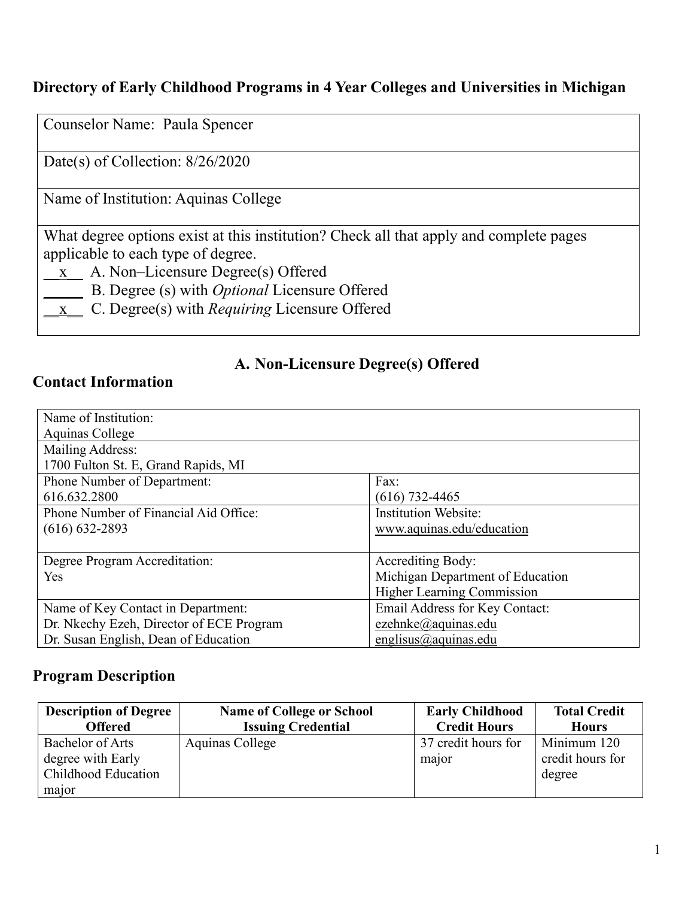# Directory of Early Childhood Programs in 4 Year Colleges and Universities in Michigan

| Counselor Name: Paula Spencer |
|---|
| Date(s) of Collection: 8/26/2020 |
| Name of Institution: Aquinas College |
| What degree options exist at this institution? Check all that apply and complete pages applicable to each type of degree.<br>__x__ A. Non–Licensure Degree(s) Offered<br>_____ B. Degree (s) with *Optional* Licensure Offered<br>__x__ C. Degree(s) with *Requiring* Licensure Offered |

## A. Non-Licensure Degree(s) Offered

### Contact Information

| Name of Institution:<br>Aquinas College | |
|---|---|
| Mailing Address:<br>1700 Fulton St. E, Grand Rapids, MI | |
| Phone Number of Department:<br>616.632.2800 | Fax:<br>(616) 732-4465 |
| Phone Number of Financial Aid Office:<br>(616) 632-2893 | Institution Website:<br>www.aquinas.edu/education |
| Degree Program Accreditation:<br>Yes | Accrediting Body:<br>Michigan Department of Education<br>Higher Learning Commission |
| Name of Key Contact in Department:<br>Dr. Nkechy Ezeh, Director of ECE Program<br>Dr. Susan English, Dean of Education | Email Address for Key Contact:<br>ezehnke@aquinas.edu<br>englisus@aquinas.edu |

### Program Description

| Description of Degree Offered | Name of College or School Issuing Credential | Early Childhood Credit Hours | Total Credit Hours |
|---|---|---|---|
| Bachelor of Arts degree with Early Childhood Education major | Aquinas College | 37 credit hours for major | Minimum 120 credit hours for degree |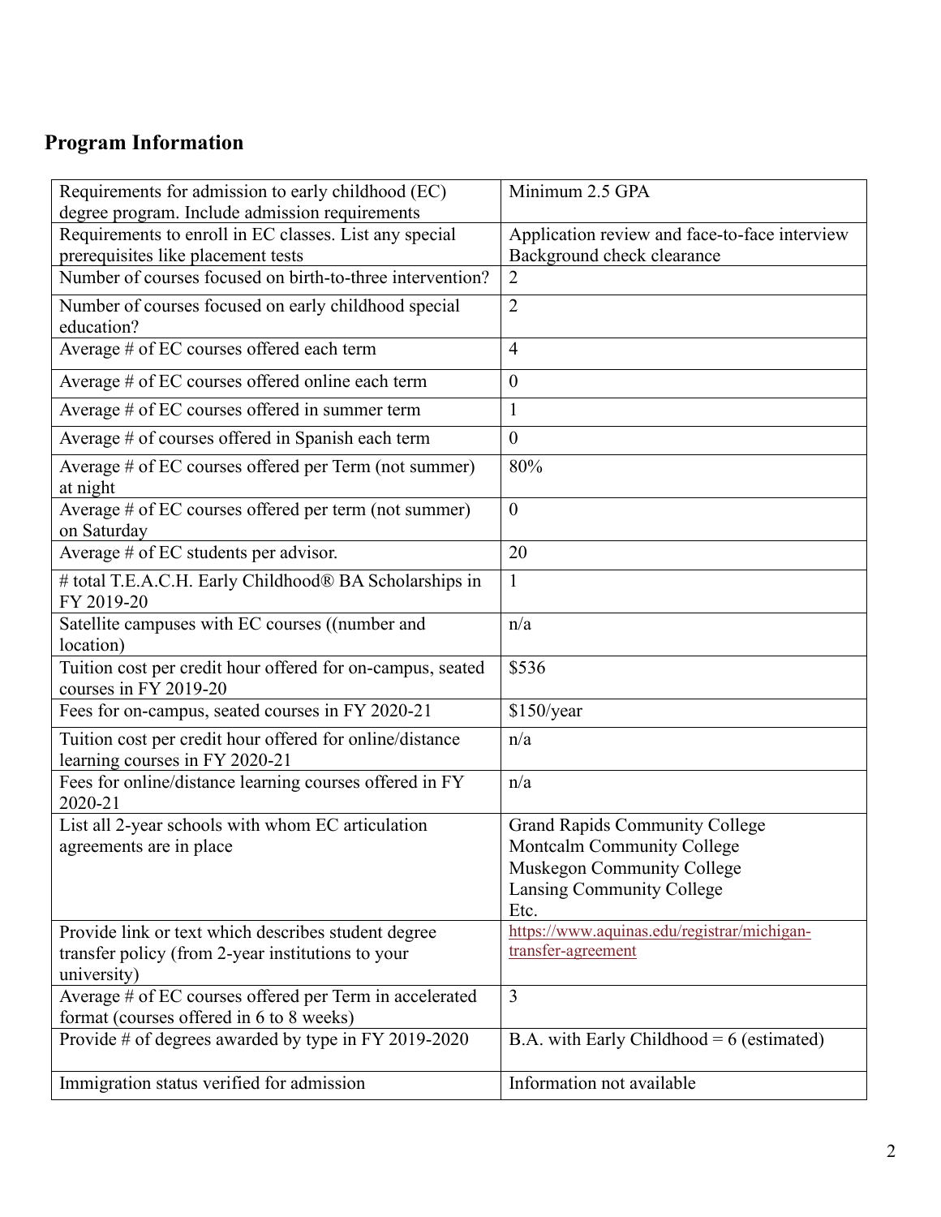## Program Information

| | |
|---|---|
| Requirements for admission to early childhood (EC) degree program. Include admission requirements | Minimum 2.5 GPA |
| Requirements to enroll in EC classes. List any special prerequisites like placement tests | Application review and face-to-face interview<br>Background check clearance |
| Number of courses focused on birth-to-three intervention? | 2 |
| Number of courses focused on early childhood special education? | 2 |
| Average # of EC courses offered each term | 4 |
| Average # of EC courses offered online each term | 0 |
| Average # of EC courses offered in summer term | 1 |
| Average # of courses offered in Spanish each term | 0 |
| Average # of EC courses offered per Term (not summer) at night | 80% |
| Average # of EC courses offered per term (not summer) on Saturday | 0 |
| Average # of EC students per advisor. | 20 |
| # total T.E.A.C.H. Early Childhood® BA Scholarships in FY 2019-20 | 1 |
| Satellite campuses with EC courses ((number and location) | n/a |
| Tuition cost per credit hour offered for on-campus, seated courses in FY 2019-20 | $536 |
| Fees for on-campus, seated courses in FY 2020-21 | $150/year |
| Tuition cost per credit hour offered for online/distance learning courses in FY 2020-21 | n/a |
| Fees for online/distance learning courses offered in FY 2020-21 | n/a |
| List all 2-year schools with whom EC articulation agreements are in place | Grand Rapids Community College<br>Montcalm Community College<br>Muskegon Community College<br>Lansing Community College<br>Etc. |
| Provide link or text which describes student degree transfer policy (from 2-year institutions to your university) | https://www.aquinas.edu/registrar/michigan-transfer-agreement |
| Average # of EC courses offered per Term in accelerated format (courses offered in 6 to 8 weeks) | 3 |
| Provide # of degrees awarded by type in FY 2019-2020 | B.A. with Early Childhood = 6 (estimated) |
| Immigration status verified for admission | Information not available |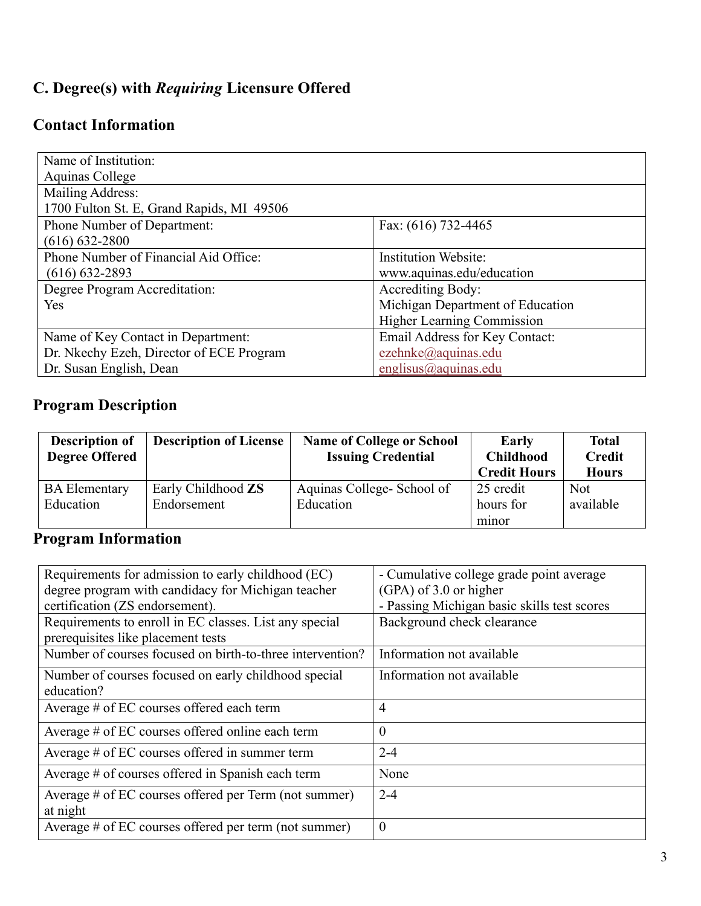## C. Degree(s) with *Requiring* Licensure Offered

### Contact Information

| | |
|---|---|
| Name of Institution:<br>Aquinas College | |
| Mailing Address:<br>1700 Fulton St. E, Grand Rapids, MI 49506 | |
| Phone Number of Department:<br>(616) 632-2800 | Fax: (616) 732-4465 |
| Phone Number of Financial Aid Office:<br>(616) 632-2893 | Institution Website:<br>www.aquinas.edu/education |
| Degree Program Accreditation:<br>Yes | Accrediting Body:<br>Michigan Department of Education<br>Higher Learning Commission |
| Name of Key Contact in Department:<br>Dr. Nkechy Ezeh, Director of ECE Program<br>Dr. Susan English, Dean | Email Address for Key Contact:<br>ezehnke@aquinas.edu<br>englisus@aquinas.edu |

### Program Description

| Description of Degree Offered | Description of License | Name of College or School Issuing Credential | Early Childhood Credit Hours | Total Credit Hours |
|---|---|---|---|---|
| BA Elementary Education | Early Childhood **ZS** Endorsement | Aquinas College- School of Education | 25 credit hours for minor | Not available |

### Program Information

| | |
|---|---|
| Requirements for admission to early childhood (EC) degree program with candidacy for Michigan teacher certification (ZS endorsement). | - Cumulative college grade point average (GPA) of 3.0 or higher<br>- Passing Michigan basic skills test scores |
| Requirements to enroll in EC classes. List any special prerequisites like placement tests | Background check clearance |
| Number of courses focused on birth-to-three intervention? | Information not available |
| Number of courses focused on early childhood special education? | Information not available |
| Average # of EC courses offered each term | 4 |
| Average # of EC courses offered online each term | 0 |
| Average # of EC courses offered in summer term | 2-4 |
| Average # of courses offered in Spanish each term | None |
| Average # of EC courses offered per Term (not summer) at night | 2-4 |
| Average # of EC courses offered per term (not summer) | 0 |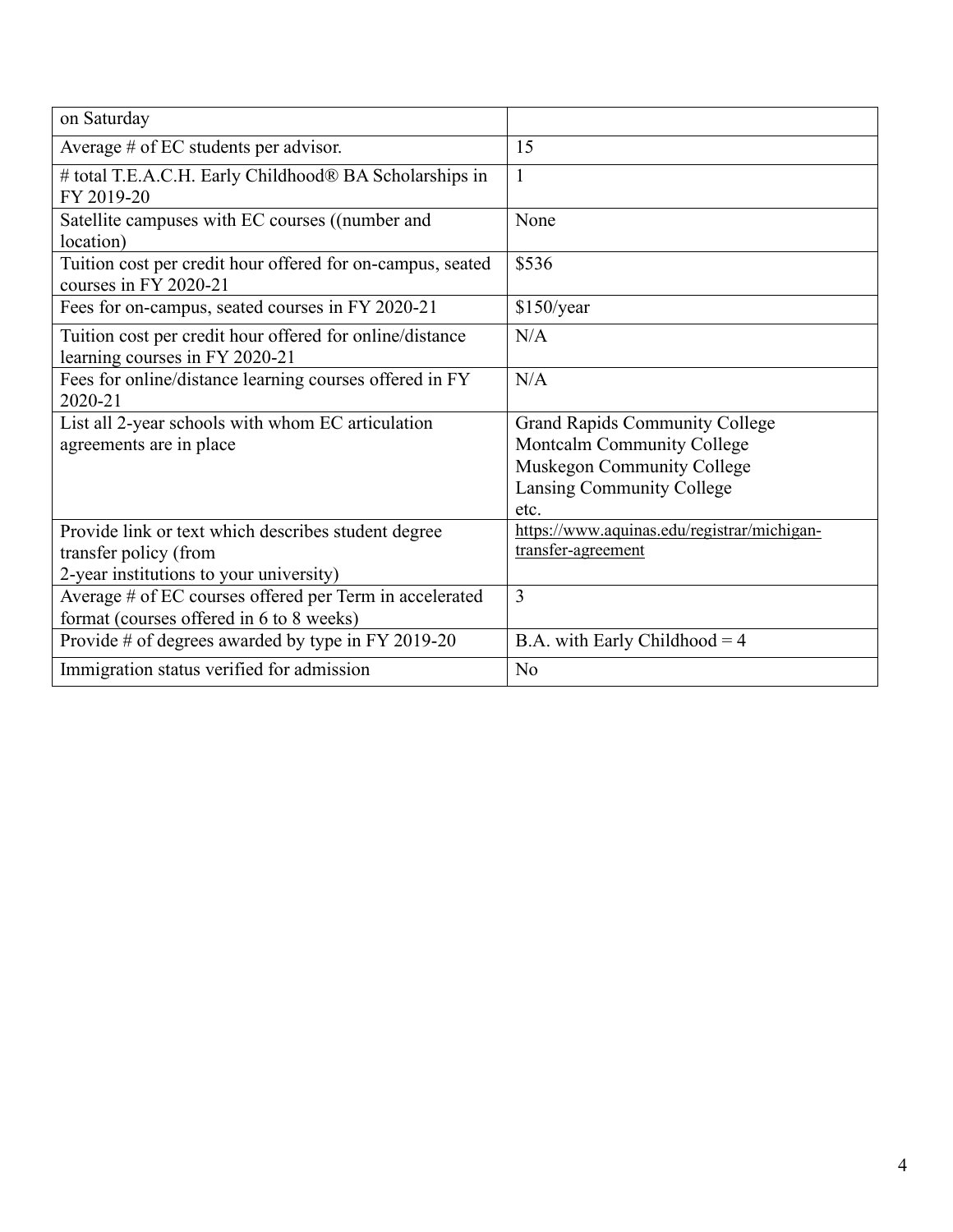| | |
|---|---|
| on Saturday | |
| Average # of EC students per advisor. | 15 |
| # total T.E.A.C.H. Early Childhood® BA Scholarships in FY 2019-20 | 1 |
| Satellite campuses with EC courses ((number and location) | None |
| Tuition cost per credit hour offered for on-campus, seated courses in FY 2020-21 | $536 |
| Fees for on-campus, seated courses in FY 2020-21 | $150/year |
| Tuition cost per credit hour offered for online/distance learning courses in FY 2020-21 | N/A |
| Fees for online/distance learning courses offered in FY 2020-21 | N/A |
| List all 2-year schools with whom EC articulation agreements are in place | Grand Rapids Community College<br>Montcalm Community College<br>Muskegon Community College<br>Lansing Community College<br>etc. |
| Provide link or text which describes student degree transfer policy (from 2-year institutions to your university) | https://www.aquinas.edu/registrar/michigan-transfer-agreement |
| Average # of EC courses offered per Term in accelerated format (courses offered in 6 to 8 weeks) | 3 |
| Provide # of degrees awarded by type in FY 2019-20 | B.A. with Early Childhood = 4 |
| Immigration status verified for admission | No |